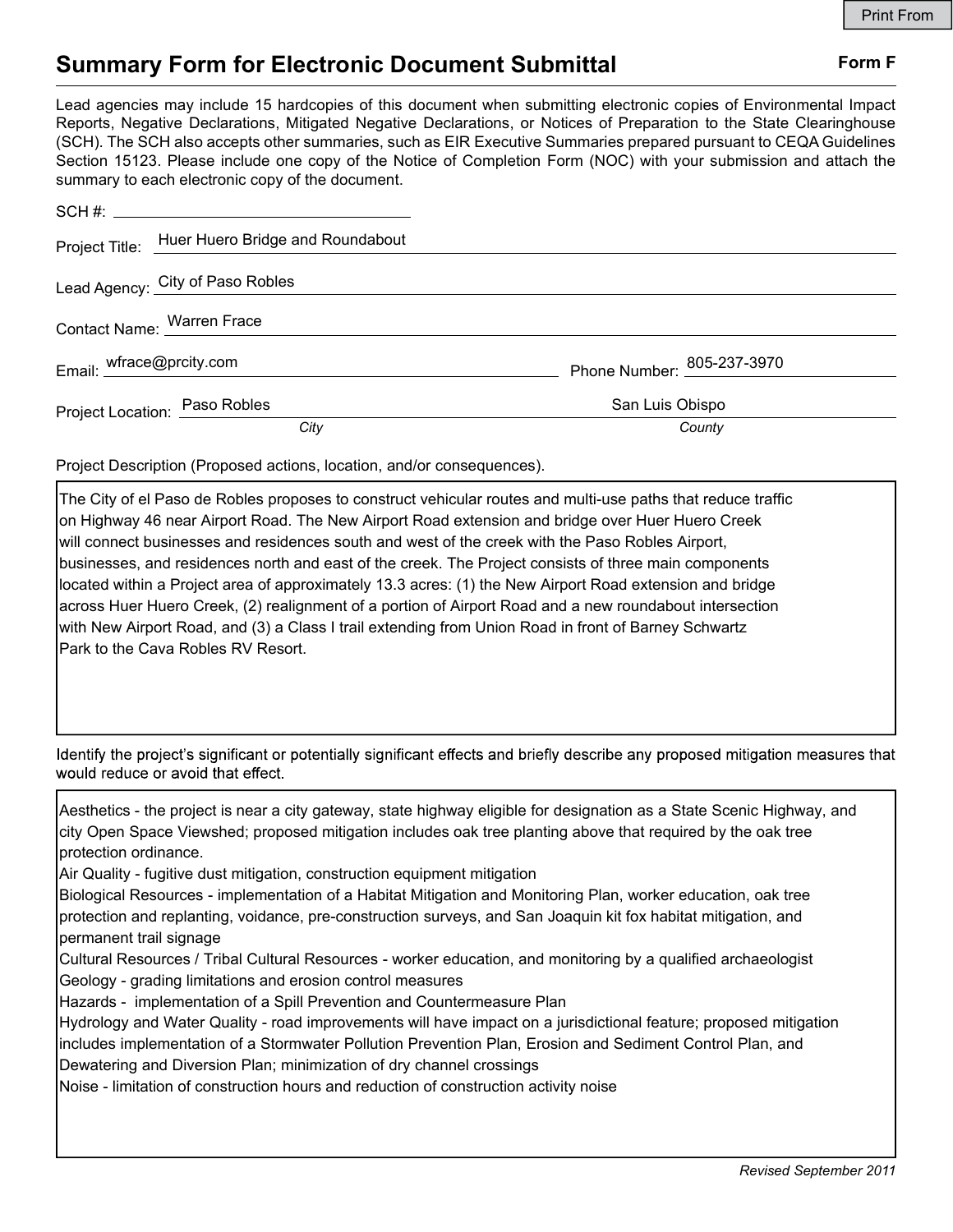Print From

# Summary Form for Electronic Document Submittal

**Form F**

Lead agencies may include 15 hardcopies of this document when submitting electronic copies of Environmental Impact Reports, Negative Declarations, Mitigated Negative Declarations, or Notices of Preparation to the State Clearinghouse (SCH). The SCH also accepts other summaries, such as EIR Executive Summaries prepared pursuant to CEQA Guidelines Section 15123. Please include one copy of the Notice of Completion Form (NOC) with your submission and attach the summary to each electronic copy of the document.

SCH #: 

Project Title: Huer Huero Bridge and Roundabout

Lead Agency: City of Paso Robles

Contact Name: Warren Frace

Email: wfrace@prcity.com

Phone Number: 805-237-3970

Project Location: Paso Robles (City), San Luis Obispo (County)

Project Description (Proposed actions, location, and/or consequences).

The City of el Paso de Robles proposes to construct vehicular routes and multi-use paths that reduce traffic on Highway 46 near Airport Road. The New Airport Road extension and bridge over Huer Huero Creek will connect businesses and residences south and west of the creek with the Paso Robles Airport, businesses, and residences north and east of the creek. The Project consists of three main components located within a Project area of approximately 13.3 acres: (1) the New Airport Road extension and bridge across Huer Huero Creek, (2) realignment of a portion of Airport Road and a new roundabout intersection with New Airport Road, and (3) a Class I trail extending from Union Road in front of Barney Schwartz Park to the Cava Robles RV Resort.

Identify the project's significant or potentially significant effects and briefly describe any proposed mitigation measures that would reduce or avoid that effect.

Aesthetics - the project is near a city gateway, state highway eligible for designation as a State Scenic Highway, and city Open Space Viewshed; proposed mitigation includes oak tree planting above that required by the oak tree protection ordinance.
Air Quality - fugitive dust mitigation, construction equipment mitigation
Biological Resources - implementation of a Habitat Mitigation and Monitoring Plan, worker education, oak tree protection and replanting, voidance, pre-construction surveys, and San Joaquin kit fox habitat mitigation, and permanent trail signage
Cultural Resources / Tribal Cultural Resources - worker education, and monitoring by a qualified archaeologist
Geology - grading limitations and erosion control measures
Hazards - implementation of a Spill Prevention and Countermeasure Plan
Hydrology and Water Quality - road improvements will have impact on a jurisdictional feature; proposed mitigation includes implementation of a Stormwater Pollution Prevention Plan, Erosion and Sediment Control Plan, and Dewatering and Diversion Plan; minimization of dry channel crossings
Noise - limitation of construction hours and reduction of construction activity noise

*Revised September 2011*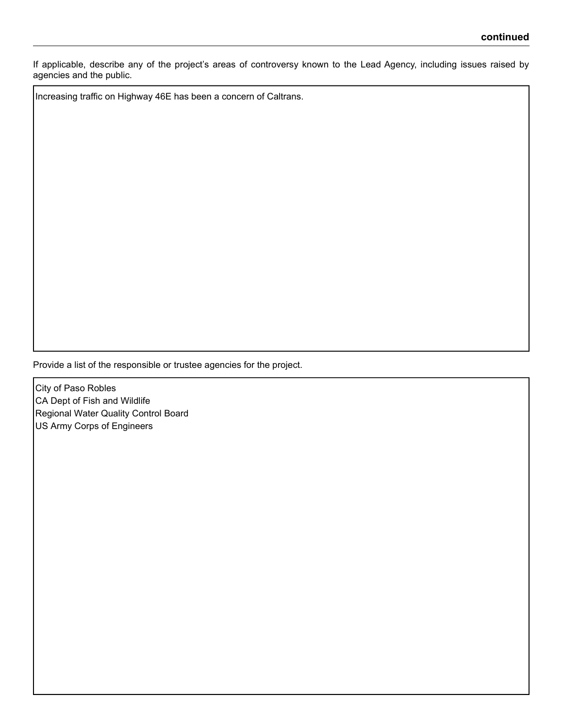If applicable, describe any of the project's areas of controversy known to the Lead Agency, including issues raised by agencies and the public.

Increasing traffic on Highway 46E has been a concern of Caltrans.

Provide a list of the responsible or trustee agencies for the project.

City of Paso Robles
CA Dept of Fish and Wildlife
Regional Water Quality Control Board
US Army Corps of Engineers